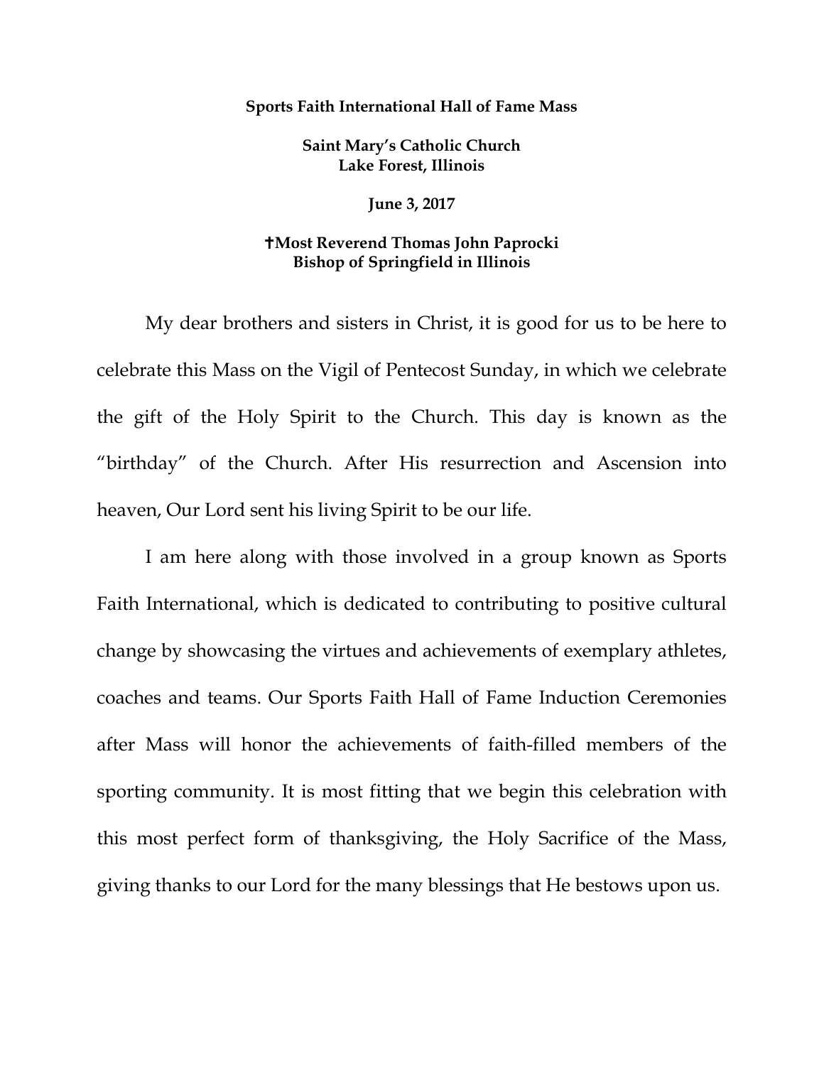**Sports Faith International Hall of Fame Mass**

**Saint Mary's Catholic Church**
**Lake Forest, Illinois**

**June 3, 2017**

**✝Most Reverend Thomas John Paprocki**
**Bishop of Springfield in Illinois**

My dear brothers and sisters in Christ, it is good for us to be here to celebrate this Mass on the Vigil of Pentecost Sunday, in which we celebrate the gift of the Holy Spirit to the Church. This day is known as the "birthday" of the Church. After His resurrection and Ascension into heaven, Our Lord sent his living Spirit to be our life.

I am here along with those involved in a group known as Sports Faith International, which is dedicated to contributing to positive cultural change by showcasing the virtues and achievements of exemplary athletes, coaches and teams. Our Sports Faith Hall of Fame Induction Ceremonies after Mass will honor the achievements of faith-filled members of the sporting community. It is most fitting that we begin this celebration with this most perfect form of thanksgiving, the Holy Sacrifice of the Mass, giving thanks to our Lord for the many blessings that He bestows upon us.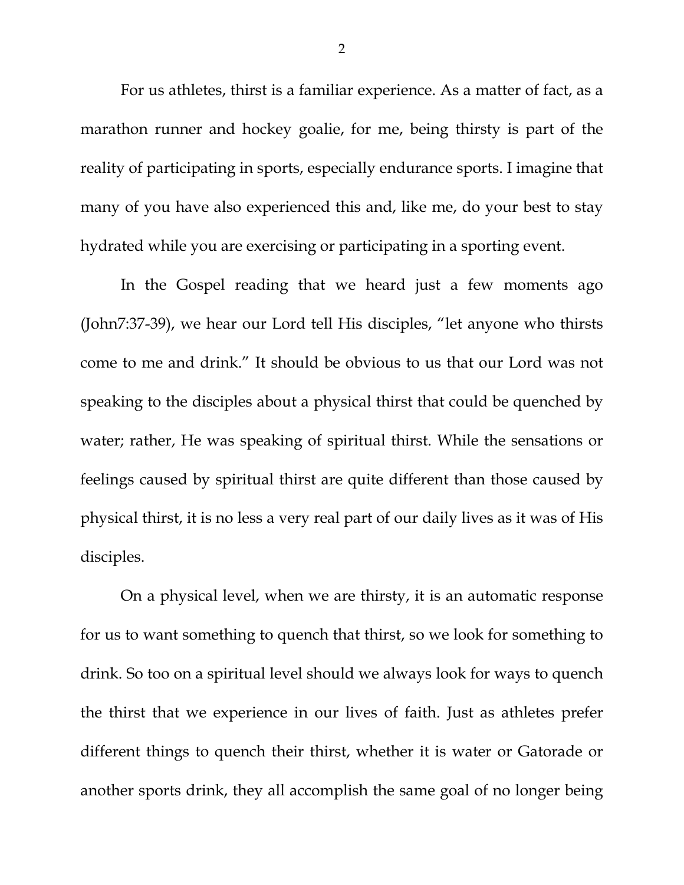For us athletes, thirst is a familiar experience. As a matter of fact, as a marathon runner and hockey goalie, for me, being thirsty is part of the reality of participating in sports, especially endurance sports. I imagine that many of you have also experienced this and, like me, do your best to stay hydrated while you are exercising or participating in a sporting event.

In the Gospel reading that we heard just a few moments ago (John7:37-39), we hear our Lord tell His disciples, "let anyone who thirsts come to me and drink." It should be obvious to us that our Lord was not speaking to the disciples about a physical thirst that could be quenched by water; rather, He was speaking of spiritual thirst. While the sensations or feelings caused by spiritual thirst are quite different than those caused by physical thirst, it is no less a very real part of our daily lives as it was of His disciples.

On a physical level, when we are thirsty, it is an automatic response for us to want something to quench that thirst, so we look for something to drink. So too on a spiritual level should we always look for ways to quench the thirst that we experience in our lives of faith. Just as athletes prefer different things to quench their thirst, whether it is water or Gatorade or another sports drink, they all accomplish the same goal of no longer being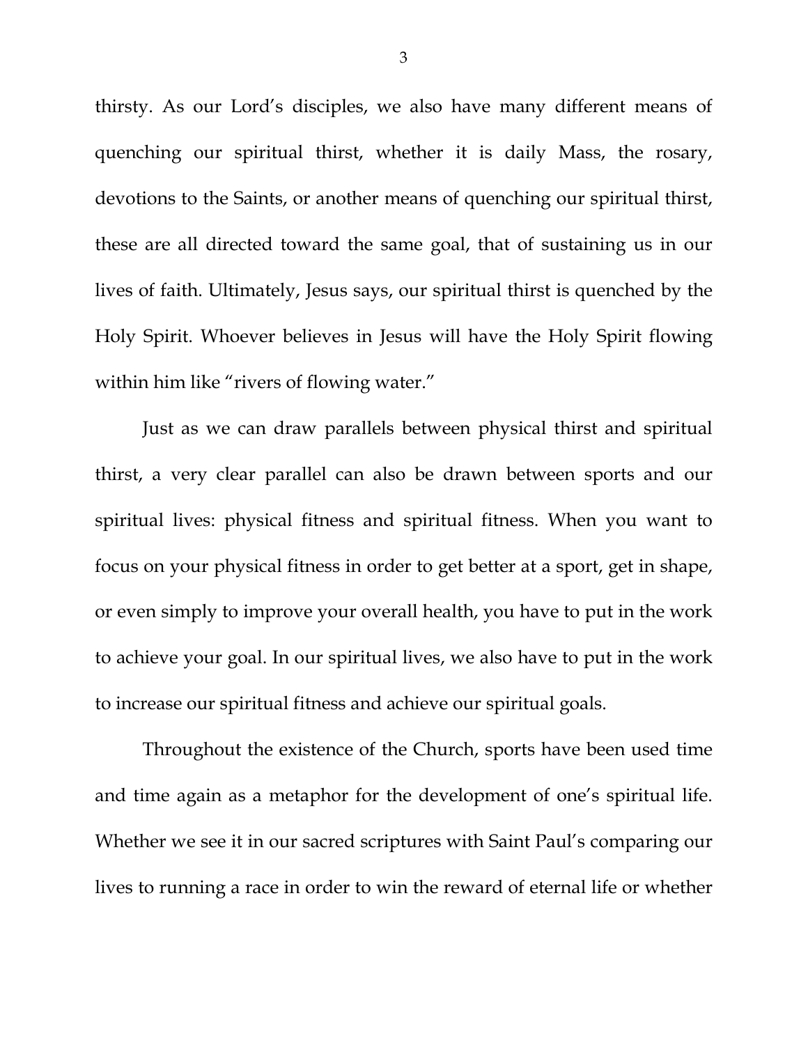thirsty. As our Lord's disciples, we also have many different means of quenching our spiritual thirst, whether it is daily Mass, the rosary, devotions to the Saints, or another means of quenching our spiritual thirst, these are all directed toward the same goal, that of sustaining us in our lives of faith. Ultimately, Jesus says, our spiritual thirst is quenched by the Holy Spirit. Whoever believes in Jesus will have the Holy Spirit flowing within him like "rivers of flowing water."

Just as we can draw parallels between physical thirst and spiritual thirst, a very clear parallel can also be drawn between sports and our spiritual lives: physical fitness and spiritual fitness. When you want to focus on your physical fitness in order to get better at a sport, get in shape, or even simply to improve your overall health, you have to put in the work to achieve your goal. In our spiritual lives, we also have to put in the work to increase our spiritual fitness and achieve our spiritual goals.

Throughout the existence of the Church, sports have been used time and time again as a metaphor for the development of one's spiritual life. Whether we see it in our sacred scriptures with Saint Paul's comparing our lives to running a race in order to win the reward of eternal life or whether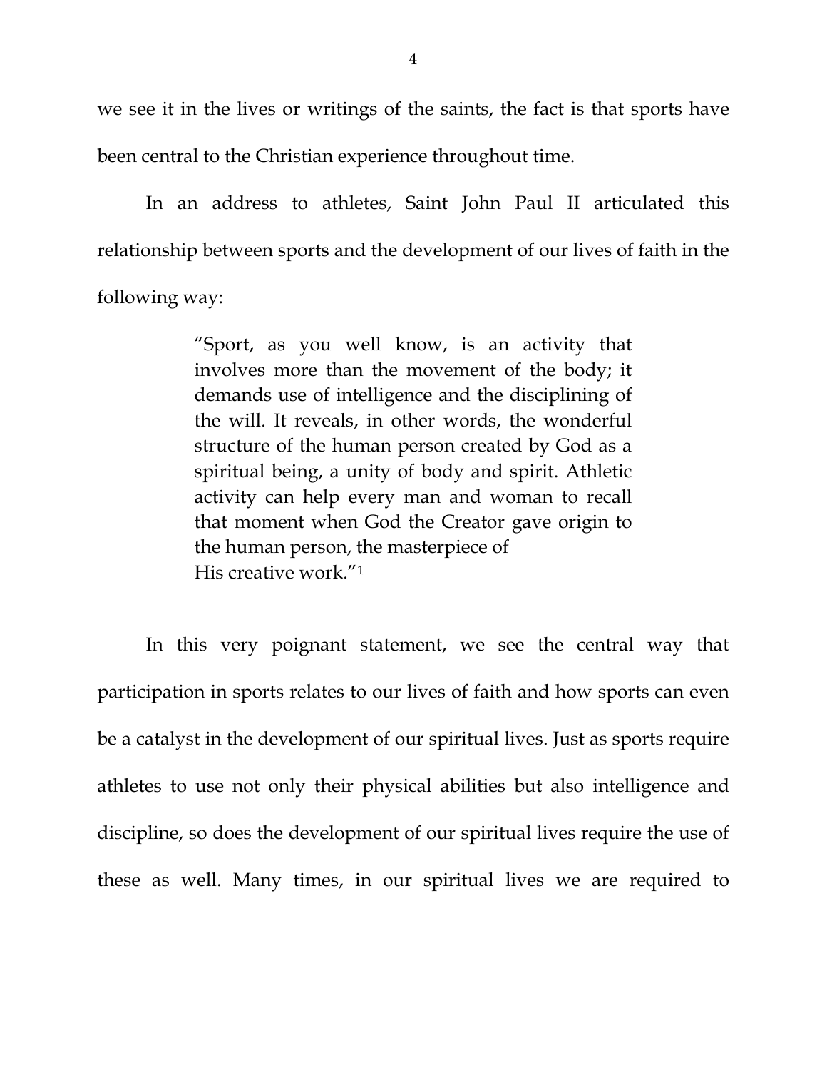we see it in the lives or writings of the saints, the fact is that sports have been central to the Christian experience throughout time.

In an address to athletes, Saint John Paul II articulated this relationship between sports and the development of our lives of faith in the following way:

> "Sport, as you well know, is an activity that involves more than the movement of the body; it demands use of intelligence and the disciplining of the will. It reveals, in other words, the wonderful structure of the human person created by God as a spiritual being, a unity of body and spirit. Athletic activity can help every man and woman to recall that moment when God the Creator gave origin to the human person, the masterpiece of His creative work."[1]

In this very poignant statement, we see the central way that participation in sports relates to our lives of faith and how sports can even be a catalyst in the development of our spiritual lives. Just as sports require athletes to use not only their physical abilities but also intelligence and discipline, so does the development of our spiritual lives require the use of these as well. Many times, in our spiritual lives we are required to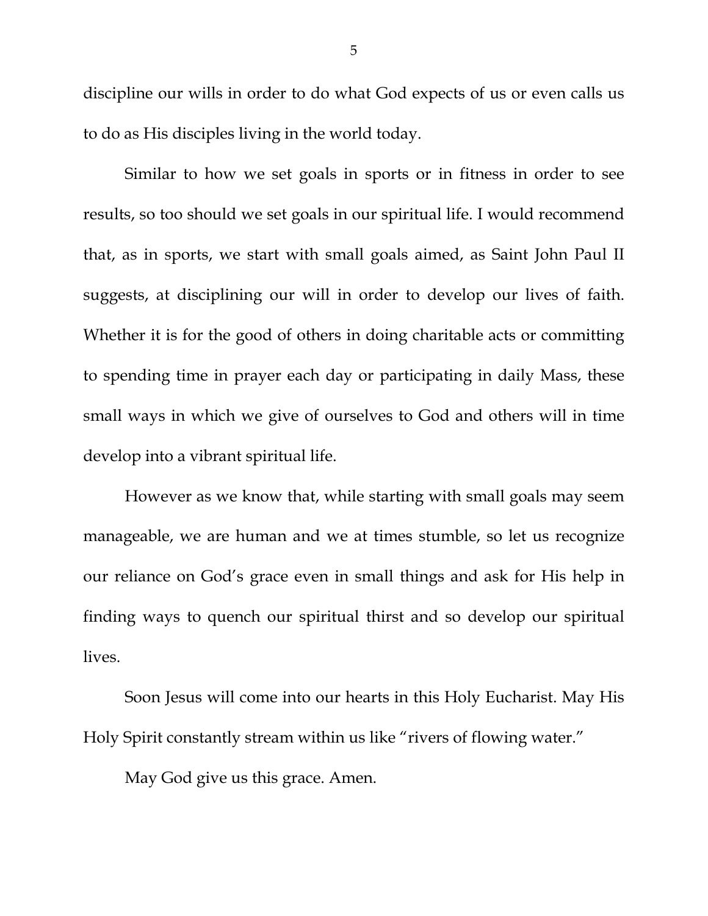discipline our wills in order to do what God expects of us or even calls us to do as His disciples living in the world today.

Similar to how we set goals in sports or in fitness in order to see results, so too should we set goals in our spiritual life. I would recommend that, as in sports, we start with small goals aimed, as Saint John Paul II suggests, at disciplining our will in order to develop our lives of faith. Whether it is for the good of others in doing charitable acts or committing to spending time in prayer each day or participating in daily Mass, these small ways in which we give of ourselves to God and others will in time develop into a vibrant spiritual life.

However as we know that, while starting with small goals may seem manageable, we are human and we at times stumble, so let us recognize our reliance on God's grace even in small things and ask for His help in finding ways to quench our spiritual thirst and so develop our spiritual lives.

Soon Jesus will come into our hearts in this Holy Eucharist. May His Holy Spirit constantly stream within us like "rivers of flowing water."

May God give us this grace. Amen.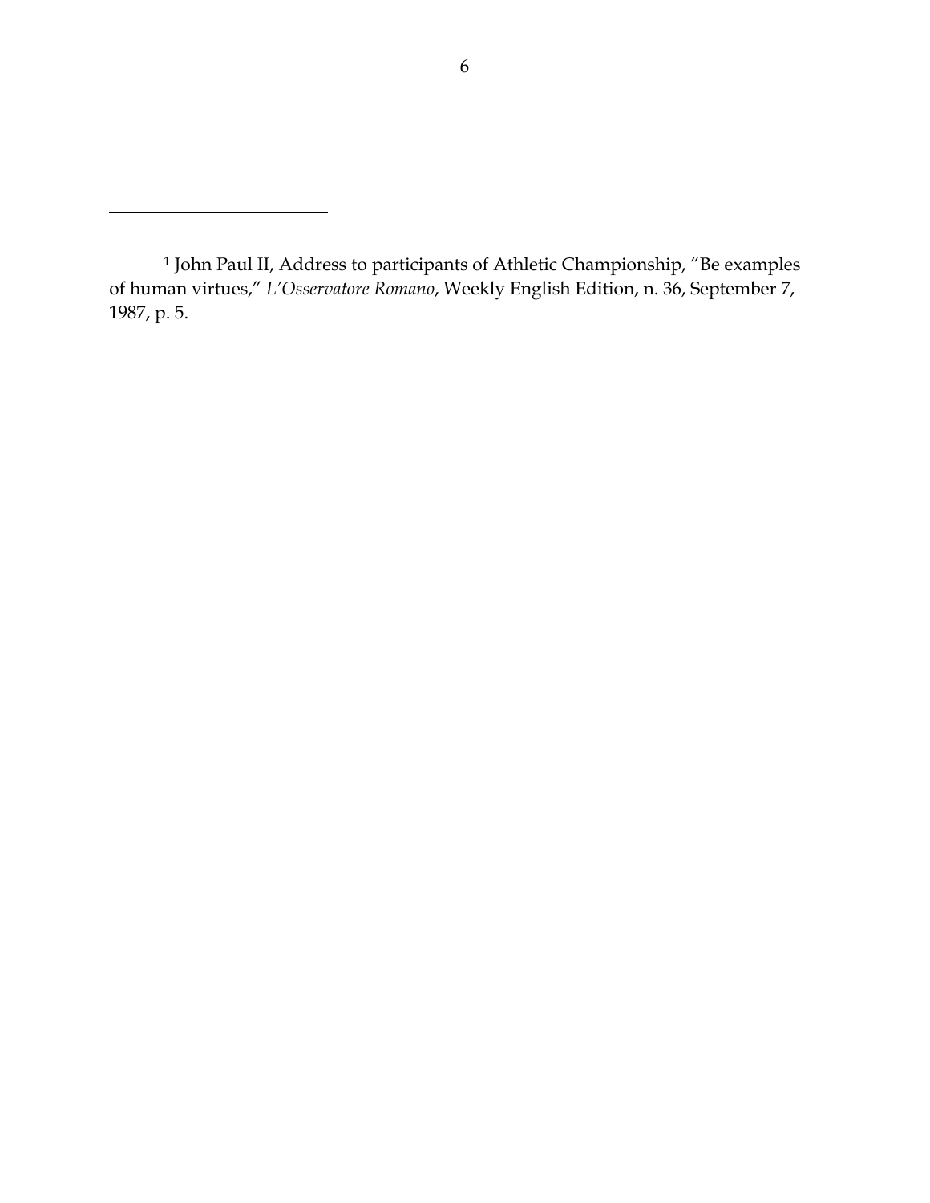[1] John Paul II, Address to participants of Athletic Championship, "Be examples of human virtues," *L'Osservatore Romano*, Weekly English Edition, n. 36, September 7, 1987, p. 5.